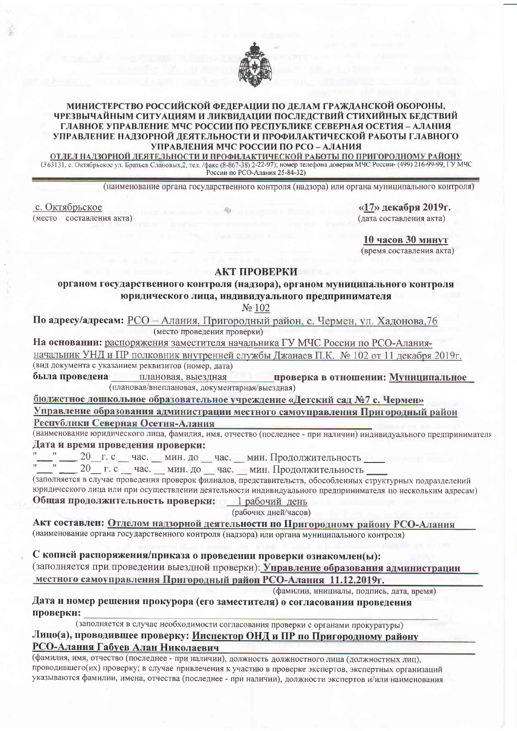**МИНИСТЕРСТВО РОССИЙСКОЙ ФЕДЕРАЦИИ ПО ДЕЛАМ ГРАЖДАНСКОЙ ОБОРОНЫ, ЧРЕЗВЫЧАЙНЫМ СИТУАЦИЯМ И ЛИКВИДАЦИИ ПОСЛЕДСТВИЙ СТИХИЙНЫХ БЕДСТВИЙ**
**ГЛАВНОЕ УПРАВЛЕНИЕ МЧС РОССИИ ПО РЕСПУБЛИКЕ СЕВЕРНАЯ ОСЕТИЯ – АЛАНИЯ**
**УПРАВЛЕНИЕ НАДЗОРНОЙ ДЕЯТЕЛЬНОСТИ И ПРОФИЛАКТИЧЕСКОЙ РАБОТЫ ГЛАВНОГО УПРАВЛЕНИЯ МЧС РОССИИ ПО РСО – АЛАНИЯ**
**ОТДЕЛ НАДЗОРНОЙ ДЕЯТЕЛЬНОСТИ И ПРОФИЛАКТИЧЕСКОЙ РАБОТЫ ПО ПРИГОРОДНОМУ РАЙОНУ**

(363131, с. Октябрьское ул. Братьев Слановых,2, тел. /факс (8-867-38) 2-22-97); номер телефона доверия МЧС России- (499) 216-99-99, ГУ МЧС России по РСО-Алания 25-84-32)

(наименование органа государственного контроля (надзора) или органа муниципального контроля)

с. Октябрьское
(место составления акта)

**«17» декабря 2019г.**
(дата составления акта)

**10 часов 30 минут**
(время составления акта)

## АКТ ПРОВЕРКИ
### органом государственного контроля (надзора), органом муниципального контроля юридического лица, индивидуального предпринимателя
№ 102

**По адресу/адресам:** РСО – Алания, Пригородный район, с. Чермен, ул. Хадонова,76
(место проведения проверки)

**На основании:** распоряжения заместителя начальника ГУ МЧС России по РСО-Алания-начальник УНД и ПР полковник внутренней службы Джанаев П.К. № 102 от 11 декабря 2019г.
(вид документа с указанием реквизитов (номер, дата)

**была проведена** плановая, выездная **проверка в отношении:** **Муниципальное бюджетное дошкольное образовательное учреждение «Детский сад №7 с. Чермен» Управление образования администрации местного самоуправления Пригородный район Республики Северная Осетия-Алания**
(плановая/внеплановая, документарная/выездная)

(наименование юридического лица, фамилия, имя, отчество (последнее - при наличии) индивидуального предпринимателя

**Дата и время проведения проверки:**

"\_\_\_" \_\_\_ 20\_\_г. с \_\_ час. \_\_ мин. до \_\_ час. \_\_ мин. Продолжительность \_\_\_\_

"\_\_\_" \_\_\_ 20\_\_ г. с \_\_ час. \_\_ мин. до \_\_ час. \_\_ мин. Продолжительность \_\_\_\_

(заполняется в случае проведения проверок филиалов, представительств, обособленных структурных подразделений юридического лица или при осуществлении деятельности индивидуального предпринимателя по нескольким адресам)

**Общая продолжительность проверки:** 1 рабочий день
(рабочих дней/часов)

**Акт составлен:** **Отделом надзорной деятельности по Пригородному району РСО-Алания**
(наименование органа государственного контроля (надзора) или органа муниципального контроля)

**С копией распоряжения/приказа о проведении проверки ознакомлен(ы):**
(заполняется при проведении выездной проверки): **Управление образования администрации местного самоуправления Пригородный район РСО-Алания 11.12.2019г.**
(фамилии, инициалы, подпись, дата, время)

**Дата и номер решения прокурора (его заместителя) о согласовании проведения проверки:** \_\_\_\_\_\_\_\_\_\_
(заполняется в случае необходимости согласования проверки с органами прокуратуры)

**Лицо(а), проводившее проверку:** **Инспектор ОНД и ПР по Пригородному району РСО-Алания Габуев Алан Николаевич**

(фамилия, имя, отчество (последнее - при наличии), должность должностного лица (должностных лиц), проводившего(их) проверку; в случае привлечения к участию в проверке экспертов, экспертных организаций указываются фамилии, имена, отчества (последнее - при наличии), должности экспертов и/или наименования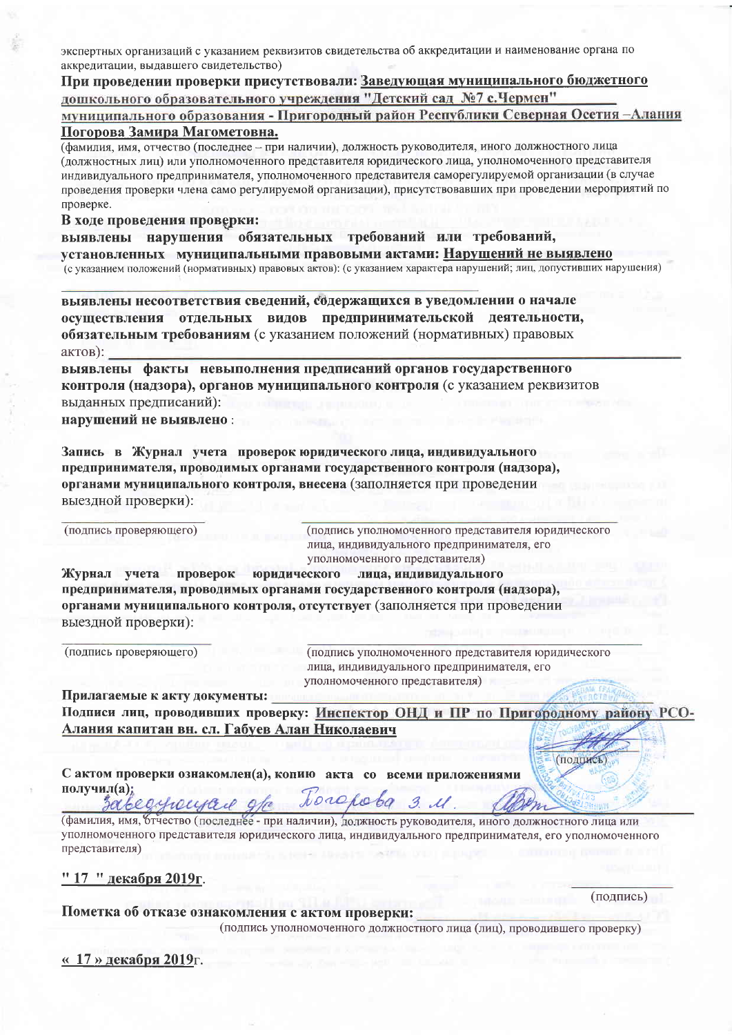экспертных организаций с указанием реквизитов свидетельства об аккредитации и наименование органа по аккредитации, выдавшего свидетельство)

**При проведении проверки присутствовали: Заведующая муниципального бюджетного дошкольного образовательного учреждения "Детский сад №7 с.Чермен" муниципального образования - Пригородный район Республики Северная Осетия –Алания Погорова Замира Магометовна.**

(фамилия, имя, отчество (последнее – при наличии), должность руководителя, иного должностного лица (должностных лиц) или уполномоченного представителя юридического лица, уполномоченного представителя индивидуального предпринимателя, уполномоченного представителя саморегулируемой организации (в случае проведения проверки члена само регулируемой организации), присутствовавших при проведении мероприятий по проверке.

**В ходе проведения проверки:**

**выявлены нарушения обязательных требований или требований, установленных муниципальными правовыми актами: Нарушений не выявлено**

(с указанием положений (нормативных) правовых актов): (с указанием характера нарушений; лиц, допустивших нарушения)

**выявлены несоответствия сведений, содержащихся в уведомлении о начале осуществления отдельных видов предпринимательской деятельности, обязательным требованиям** (с указанием положений (нормативных) правовых актов): ______

**выявлены факты невыполнения предписаний органов государственного контроля (надзора), органов муниципального контроля** (с указанием реквизитов выданных предписаний):

**нарушений не выявлено** :

**Запись в Журнал учета проверок юридического лица, индивидуального предпринимателя, проводимых органами государственного контроля (надзора), органами муниципального контроля, внесена** (заполняется при проведении выездной проверки):

(подпись проверяющего) (подпись уполномоченного представителя юридического лица, индивидуального предпринимателя, его уполномоченного представителя)

**Журнал учета проверок юридического лица, индивидуального предпринимателя, проводимых органами государственного контроля (надзора), органами муниципального контроля, отсутствует** (заполняется при проведении выездной проверки):

(подпись проверяющего) (подпись уполномоченного представителя юридического лица, индивидуального предпринимателя, его уполномоченного представителя)

**Прилагаемые к акту документы:** ______

**Подписи лиц, проводивших проверку: Инспектор ОНД и ПР по Пригородному району РСО-Алания капитан вн. сл. Габуев Алан Николаевич**

(подпись)

**С актом проверки ознакомлен(а), копию акта со всеми приложениями получил(а):** Заведующая д/с Погорова З. М.

(фамилия, имя, отчество (последнее - при наличии), должность руководителя, иного должностного лица или уполномоченного представителя юридического лица, индивидуального предпринимателя, его уполномоченного представителя)

**" 17 " декабря 2019г.**

(подпись)

**Пометка об отказе ознакомления с актом проверки:** ______

(подпись уполномоченного должностного лица (лиц), проводившего проверку)

**« 17 » декабря 2019г.**